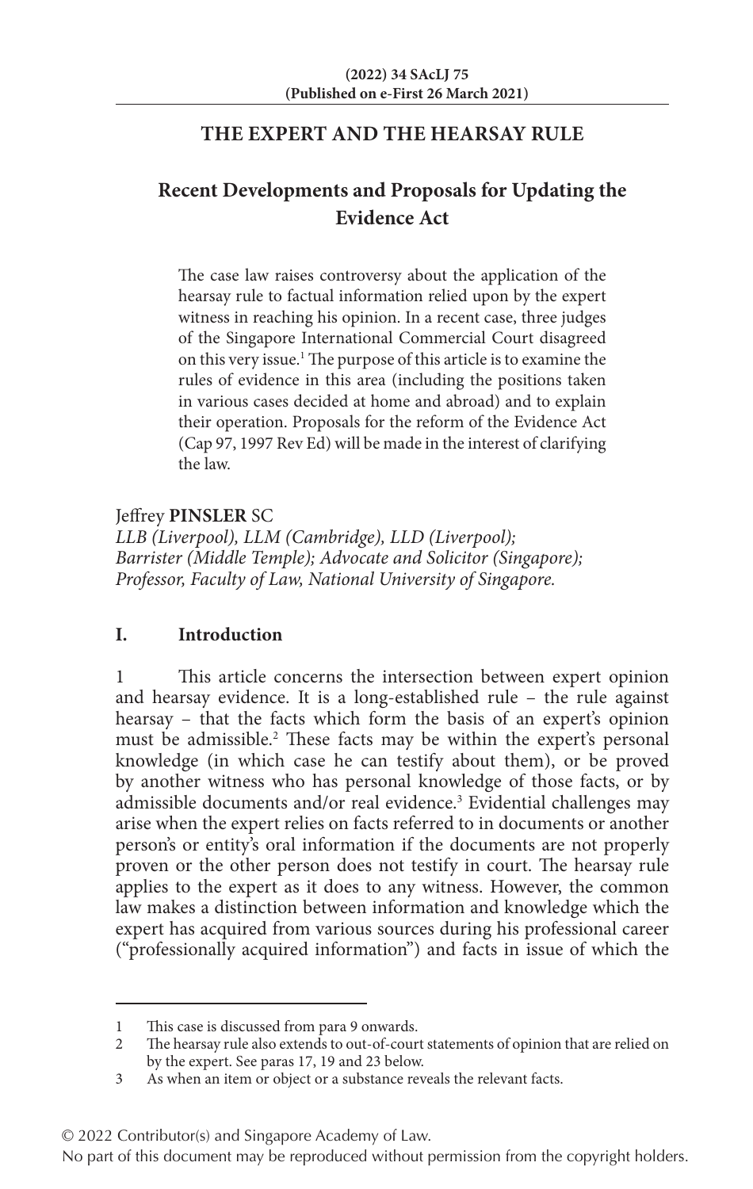# THE EXPERT AND THE HEARSAY RULE

## Recent Developments and Proposals for Updating the Evidence Act

The case law raises controversy about the application of the hearsay rule to factual information relied upon by the expert witness in reaching his opinion. In a recent case, three judges of the Singapore International Commercial Court disagreed on this very issue.[1] The purpose of this article is to examine the rules of evidence in this area (including the positions taken in various cases decided at home and abroad) and to explain their operation. Proposals for the reform of the Evidence Act (Cap 97, 1997 Rev Ed) will be made in the interest of clarifying the law.

Jeffrey **PINSLER** SC
*LLB (Liverpool), LLM (Cambridge), LLD (Liverpool);*
*Barrister (Middle Temple); Advocate and Solicitor (Singapore);*
*Professor, Faculty of Law, National University of Singapore.*

## I. Introduction

1 This article concerns the intersection between expert opinion and hearsay evidence. It is a long-established rule – the rule against hearsay – that the facts which form the basis of an expert's opinion must be admissible.[2] These facts may be within the expert's personal knowledge (in which case he can testify about them), or be proved by another witness who has personal knowledge of those facts, or by admissible documents and/or real evidence.[3] Evidential challenges may arise when the expert relies on facts referred to in documents or another person's or entity's oral information if the documents are not properly proven or the other person does not testify in court. The hearsay rule applies to the expert as it does to any witness. However, the common law makes a distinction between information and knowledge which the expert has acquired from various sources during his professional career ("professionally acquired information") and facts in issue of which the

---

1 This case is discussed from para 9 onwards.
2 The hearsay rule also extends to out-of-court statements of opinion that are relied on by the expert. See paras 17, 19 and 23 below.
3 As when an item or object or a substance reveals the relevant facts.

© 2022 Contributor(s) and Singapore Academy of Law.
No part of this document may be reproduced without permission from the copyright holders.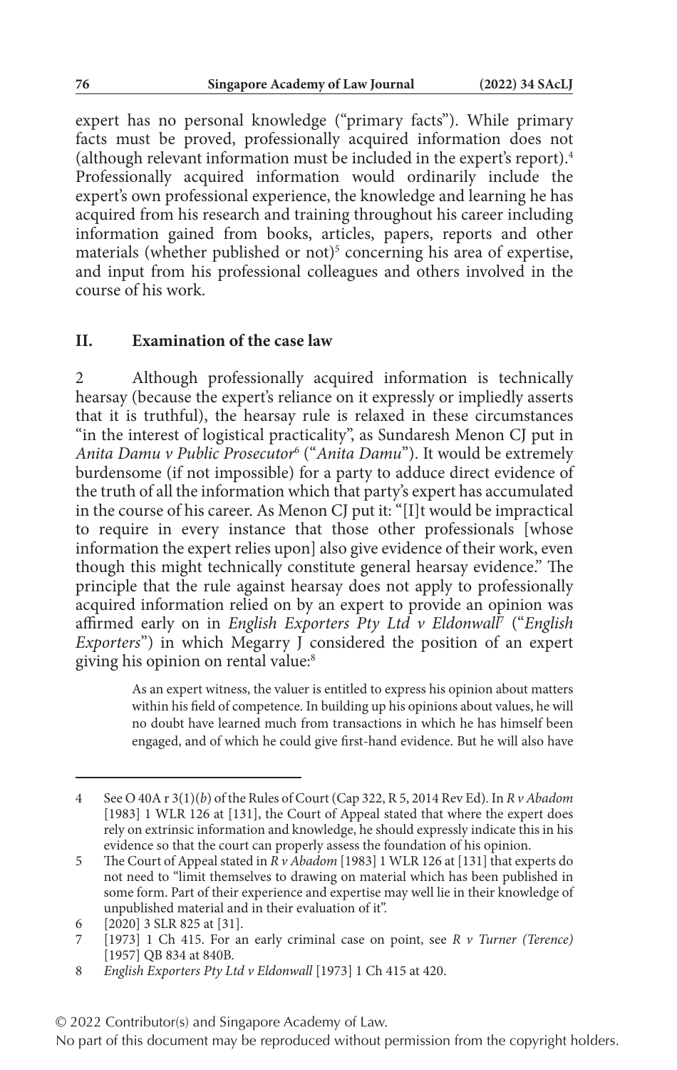expert has no personal knowledge ("primary facts"). While primary facts must be proved, professionally acquired information does not (although relevant information must be included in the expert's report).[4] Professionally acquired information would ordinarily include the expert's own professional experience, the knowledge and learning he has acquired from his research and training throughout his career including information gained from books, articles, papers, reports and other materials (whether published or not)[5] concerning his area of expertise, and input from his professional colleagues and others involved in the course of his work.

## II. Examination of the case law

2 Although professionally acquired information is technically hearsay (because the expert's reliance on it expressly or impliedly asserts that it is truthful), the hearsay rule is relaxed in these circumstances "in the interest of logistical practicality", as Sundaresh Menon CJ put in *Anita Damu v Public Prosecutor*[6] ("*Anita Damu*"). It would be extremely burdensome (if not impossible) for a party to adduce direct evidence of the truth of all the information which that party's expert has accumulated in the course of his career. As Menon CJ put it: "[I]t would be impractical to require in every instance that those other professionals [whose information the expert relies upon] also give evidence of their work, even though this might technically constitute general hearsay evidence." The principle that the rule against hearsay does not apply to professionally acquired information relied on by an expert to provide an opinion was affirmed early on in *English Exporters Pty Ltd v Eldonwall*[7] ("*English Exporters*") in which Megarry J considered the position of an expert giving his opinion on rental value:[8]

> As an expert witness, the valuer is entitled to express his opinion about matters within his field of competence. In building up his opinions about values, he will no doubt have learned much from transactions in which he has himself been engaged, and of which he could give first-hand evidence. But he will also have

---

4 See O 40A r 3(1)(*b*) of the Rules of Court (Cap 322, R 5, 2014 Rev Ed). In *R v Abadom* [1983] 1 WLR 126 at [131], the Court of Appeal stated that where the expert does rely on extrinsic information and knowledge, he should expressly indicate this in his evidence so that the court can properly assess the foundation of his opinion.

5 The Court of Appeal stated in *R v Abadom* [1983] 1 WLR 126 at [131] that experts do not need to "limit themselves to drawing on material which has been published in some form. Part of their experience and expertise may well lie in their knowledge of unpublished material and in their evaluation of it".

6 [2020] 3 SLR 825 at [31].

7 [1973] 1 Ch 415. For an early criminal case on point, see *R v Turner (Terence)* [1957] QB 834 at 840B.

8 *English Exporters Pty Ltd v Eldonwall* [1973] 1 Ch 415 at 420.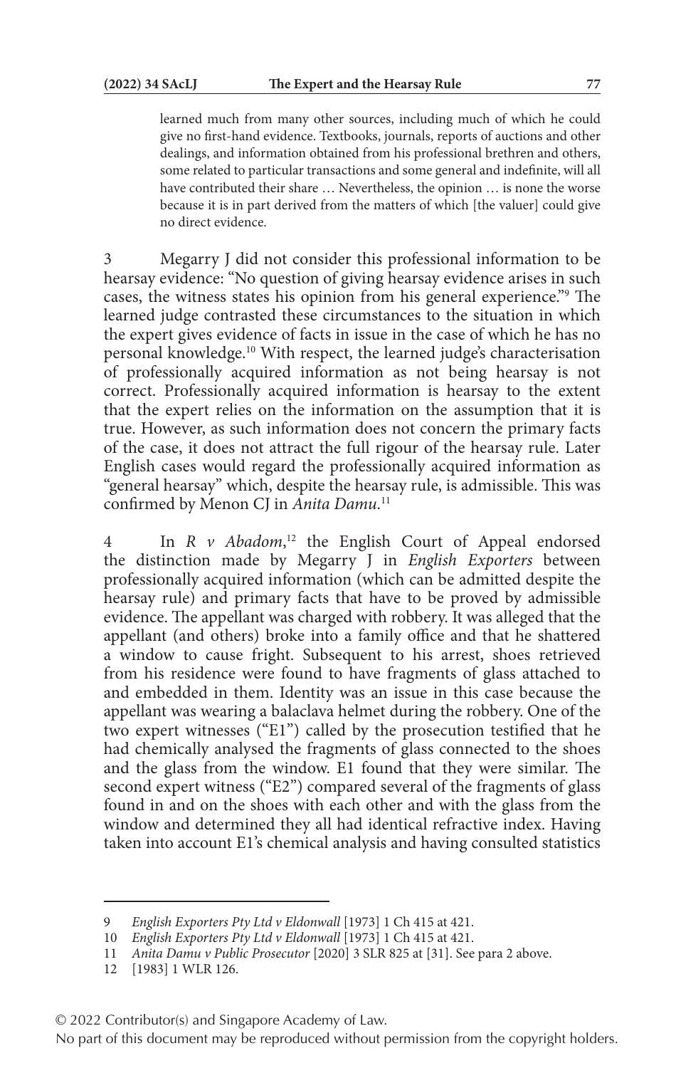> learned much from many other sources, including much of which he could give no first-hand evidence. Textbooks, journals, reports of auctions and other dealings, and information obtained from his professional brethren and others, some related to particular transactions and some general and indefinite, will all have contributed their share … Nevertheless, the opinion … is none the worse because it is in part derived from the matters of which [the valuer] could give no direct evidence.

3 Megarry J did not consider this professional information to be hearsay evidence: "No question of giving hearsay evidence arises in such cases, the witness states his opinion from his general experience."[9] The learned judge contrasted these circumstances to the situation in which the expert gives evidence of facts in issue in the case of which he has no personal knowledge.[10] With respect, the learned judge's characterisation of professionally acquired information as not being hearsay is not correct. Professionally acquired information is hearsay to the extent that the expert relies on the information on the assumption that it is true. However, as such information does not concern the primary facts of the case, it does not attract the full rigour of the hearsay rule. Later English cases would regard the professionally acquired information as "general hearsay" which, despite the hearsay rule, is admissible. This was confirmed by Menon CJ in *Anita Damu*.[11]

4 In *R v Abadom*,[12] the English Court of Appeal endorsed the distinction made by Megarry J in *English Exporters* between professionally acquired information (which can be admitted despite the hearsay rule) and primary facts that have to be proved by admissible evidence. The appellant was charged with robbery. It was alleged that the appellant (and others) broke into a family office and that he shattered a window to cause fright. Subsequent to his arrest, shoes retrieved from his residence were found to have fragments of glass attached to and embedded in them. Identity was an issue in this case because the appellant was wearing a balaclava helmet during the robbery. One of the two expert witnesses ("E1") called by the prosecution testified that he had chemically analysed the fragments of glass connected to the shoes and the glass from the window. E1 found that they were similar. The second expert witness ("E2") compared several of the fragments of glass found in and on the shoes with each other and with the glass from the window and determined they all had identical refractive index. Having taken into account E1's chemical analysis and having consulted statistics

---

9 *English Exporters Pty Ltd v Eldonwall* [1973] 1 Ch 415 at 421.

10 *English Exporters Pty Ltd v Eldonwall* [1973] 1 Ch 415 at 421.

11 *Anita Damu v Public Prosecutor* [2020] 3 SLR 825 at [31]. See para 2 above.

12 [1983] 1 WLR 126.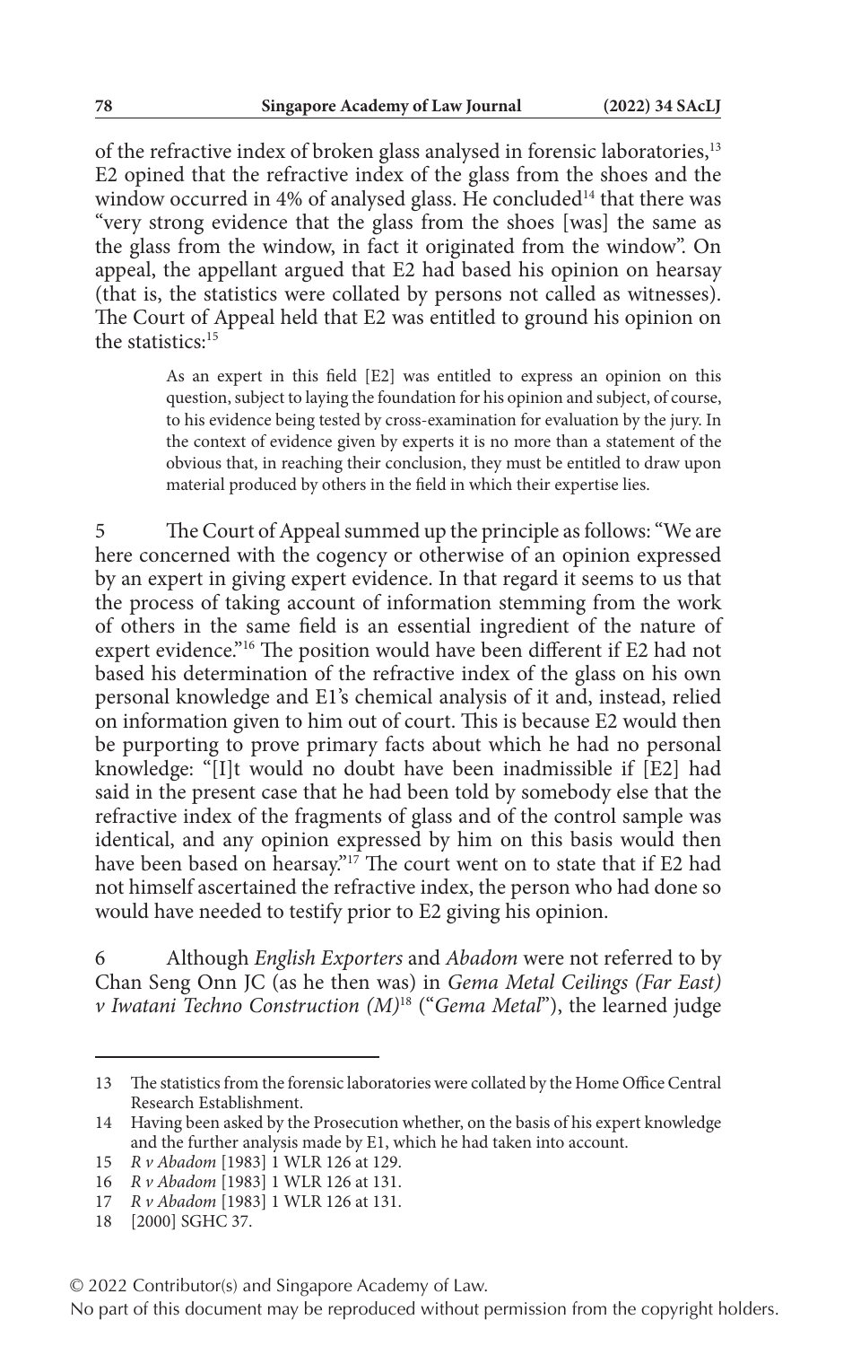of the refractive index of broken glass analysed in forensic laboratories,[13] E2 opined that the refractive index of the glass from the shoes and the window occurred in 4% of analysed glass. He concluded[14] that there was "very strong evidence that the glass from the shoes [was] the same as the glass from the window, in fact it originated from the window". On appeal, the appellant argued that E2 had based his opinion on hearsay (that is, the statistics were collated by persons not called as witnesses). The Court of Appeal held that E2 was entitled to ground his opinion on the statistics:[15]

> As an expert in this field [E2] was entitled to express an opinion on this question, subject to laying the foundation for his opinion and subject, of course, to his evidence being tested by cross-examination for evaluation by the jury. In the context of evidence given by experts it is no more than a statement of the obvious that, in reaching their conclusion, they must be entitled to draw upon material produced by others in the field in which their expertise lies.

5 The Court of Appeal summed up the principle as follows: "We are here concerned with the cogency or otherwise of an opinion expressed by an expert in giving expert evidence. In that regard it seems to us that the process of taking account of information stemming from the work of others in the same field is an essential ingredient of the nature of expert evidence."[16] The position would have been different if E2 had not based his determination of the refractive index of the glass on his own personal knowledge and E1's chemical analysis of it and, instead, relied on information given to him out of court. This is because E2 would then be purporting to prove primary facts about which he had no personal knowledge: "[I]t would no doubt have been inadmissible if [E2] had said in the present case that he had been told by somebody else that the refractive index of the fragments of glass and of the control sample was identical, and any opinion expressed by him on this basis would then have been based on hearsay."[17] The court went on to state that if E2 had not himself ascertained the refractive index, the person who had done so would have needed to testify prior to E2 giving his opinion.

6 Although *English Exporters* and *Abadom* were not referred to by Chan Seng Onn JC (as he then was) in *Gema Metal Ceilings (Far East) v Iwatani Techno Construction (M)*[18] ("*Gema Metal*"), the learned judge

---

13 The statistics from the forensic laboratories were collated by the Home Office Central Research Establishment.

14 Having been asked by the Prosecution whether, on the basis of his expert knowledge and the further analysis made by E1, which he had taken into account.

15 *R v Abadom* [1983] 1 WLR 126 at 129.

16 *R v Abadom* [1983] 1 WLR 126 at 131.

17 *R v Abadom* [1983] 1 WLR 126 at 131.

18 [2000] SGHC 37.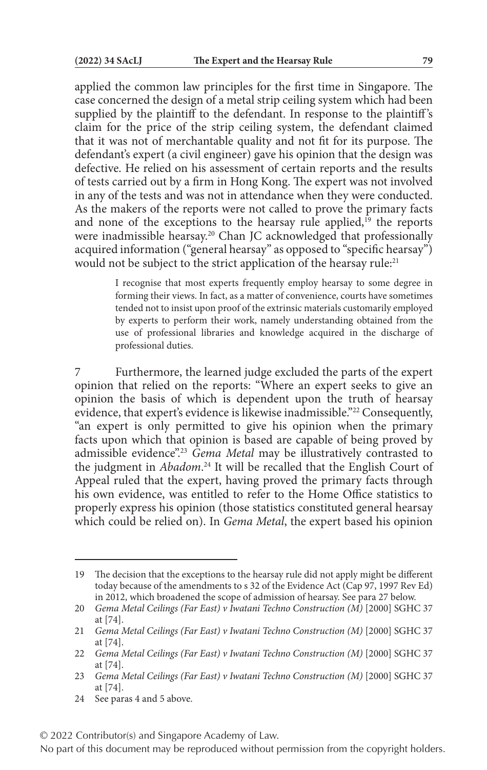applied the common law principles for the first time in Singapore. The case concerned the design of a metal strip ceiling system which had been supplied by the plaintiff to the defendant. In response to the plaintiff's claim for the price of the strip ceiling system, the defendant claimed that it was not of merchantable quality and not fit for its purpose. The defendant's expert (a civil engineer) gave his opinion that the design was defective. He relied on his assessment of certain reports and the results of tests carried out by a firm in Hong Kong. The expert was not involved in any of the tests and was not in attendance when they were conducted. As the makers of the reports were not called to prove the primary facts and none of the exceptions to the hearsay rule applied,[19] the reports were inadmissible hearsay.[20] Chan JC acknowledged that professionally acquired information ("general hearsay" as opposed to "specific hearsay") would not be subject to the strict application of the hearsay rule:[21]

> I recognise that most experts frequently employ hearsay to some degree in forming their views. In fact, as a matter of convenience, courts have sometimes tended not to insist upon proof of the extrinsic materials customarily employed by experts to perform their work, namely understanding obtained from the use of professional libraries and knowledge acquired in the discharge of professional duties.

7 Furthermore, the learned judge excluded the parts of the expert opinion that relied on the reports: "Where an expert seeks to give an opinion the basis of which is dependent upon the truth of hearsay evidence, that expert's evidence is likewise inadmissible."[22] Consequently, "an expert is only permitted to give his opinion when the primary facts upon which that opinion is based are capable of being proved by admissible evidence".[23] *Gema Metal* may be illustratively contrasted to the judgment in *Abadom*.[24] It will be recalled that the English Court of Appeal ruled that the expert, having proved the primary facts through his own evidence, was entitled to refer to the Home Office statistics to properly express his opinion (those statistics constituted general hearsay which could be relied on). In *Gema Metal*, the expert based his opinion

---

19 The decision that the exceptions to the hearsay rule did not apply might be different today because of the amendments to s 32 of the Evidence Act (Cap 97, 1997 Rev Ed) in 2012, which broadened the scope of admission of hearsay. See para 27 below.

20 *Gema Metal Ceilings (Far East) v Iwatani Techno Construction (M)* [2000] SGHC 37 at [74].

21 *Gema Metal Ceilings (Far East) v Iwatani Techno Construction (M)* [2000] SGHC 37 at [74].

22 *Gema Metal Ceilings (Far East) v Iwatani Techno Construction (M)* [2000] SGHC 37 at [74].

23 *Gema Metal Ceilings (Far East) v Iwatani Techno Construction (M)* [2000] SGHC 37 at [74].

24 See paras 4 and 5 above.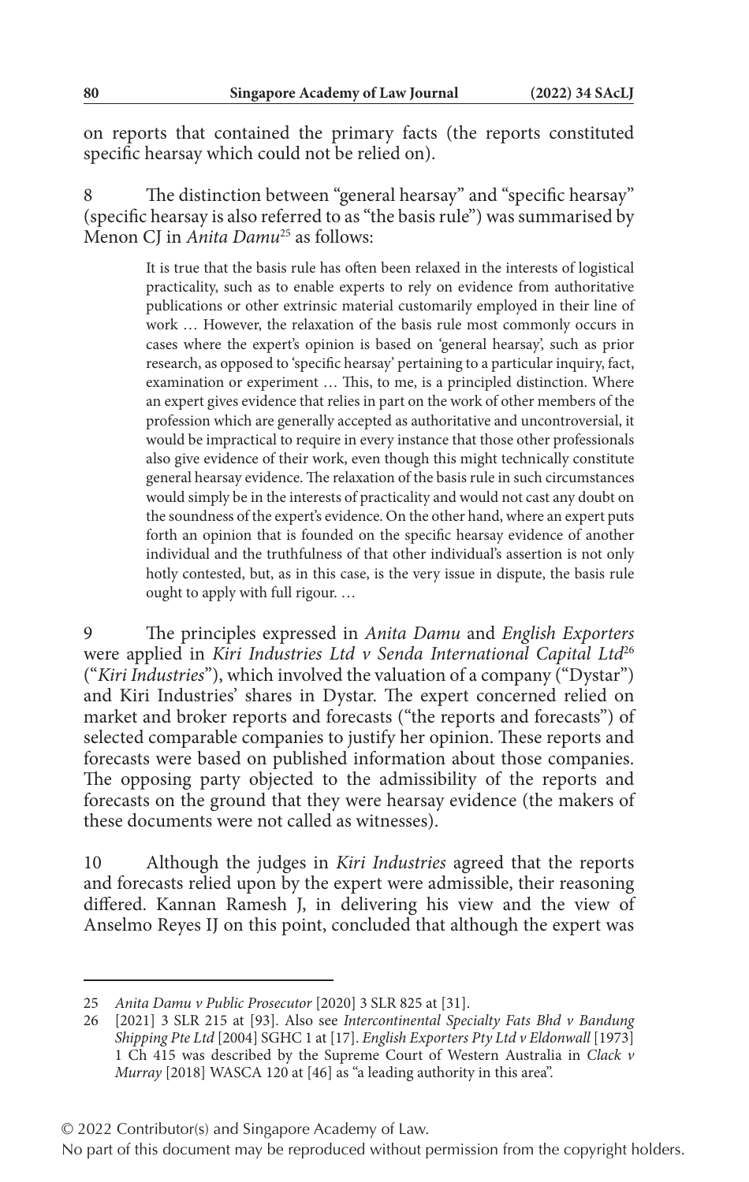on reports that contained the primary facts (the reports constituted specific hearsay which could not be relied on).

8 The distinction between "general hearsay" and "specific hearsay" (specific hearsay is also referred to as "the basis rule") was summarised by Menon CJ in *Anita Damu*[25] as follows:

> It is true that the basis rule has often been relaxed in the interests of logistical practicality, such as to enable experts to rely on evidence from authoritative publications or other extrinsic material customarily employed in their line of work … However, the relaxation of the basis rule most commonly occurs in cases where the expert's opinion is based on 'general hearsay', such as prior research, as opposed to 'specific hearsay' pertaining to a particular inquiry, fact, examination or experiment … This, to me, is a principled distinction. Where an expert gives evidence that relies in part on the work of other members of the profession which are generally accepted as authoritative and uncontroversial, it would be impractical to require in every instance that those other professionals also give evidence of their work, even though this might technically constitute general hearsay evidence. The relaxation of the basis rule in such circumstances would simply be in the interests of practicality and would not cast any doubt on the soundness of the expert's evidence. On the other hand, where an expert puts forth an opinion that is founded on the specific hearsay evidence of another individual and the truthfulness of that other individual's assertion is not only hotly contested, but, as in this case, is the very issue in dispute, the basis rule ought to apply with full rigour. …

9 The principles expressed in *Anita Damu* and *English Exporters* were applied in *Kiri Industries Ltd v Senda International Capital Ltd*[26] ("*Kiri Industries*"), which involved the valuation of a company ("Dystar") and Kiri Industries' shares in Dystar. The expert concerned relied on market and broker reports and forecasts ("the reports and forecasts") of selected comparable companies to justify her opinion. These reports and forecasts were based on published information about those companies. The opposing party objected to the admissibility of the reports and forecasts on the ground that they were hearsay evidence (the makers of these documents were not called as witnesses).

10 Although the judges in *Kiri Industries* agreed that the reports and forecasts relied upon by the expert were admissible, their reasoning differed. Kannan Ramesh J, in delivering his view and the view of Anselmo Reyes IJ on this point, concluded that although the expert was

---

25 *Anita Damu v Public Prosecutor* [2020] 3 SLR 825 at [31].

26 [2021] 3 SLR 215 at [93]. Also see *Intercontinental Specialty Fats Bhd v Bandung Shipping Pte Ltd* [2004] SGHC 1 at [17]. *English Exporters Pty Ltd v Eldonwall* [1973] 1 Ch 415 was described by the Supreme Court of Western Australia in *Clack v Murray* [2018] WASCA 120 at [46] as "a leading authority in this area".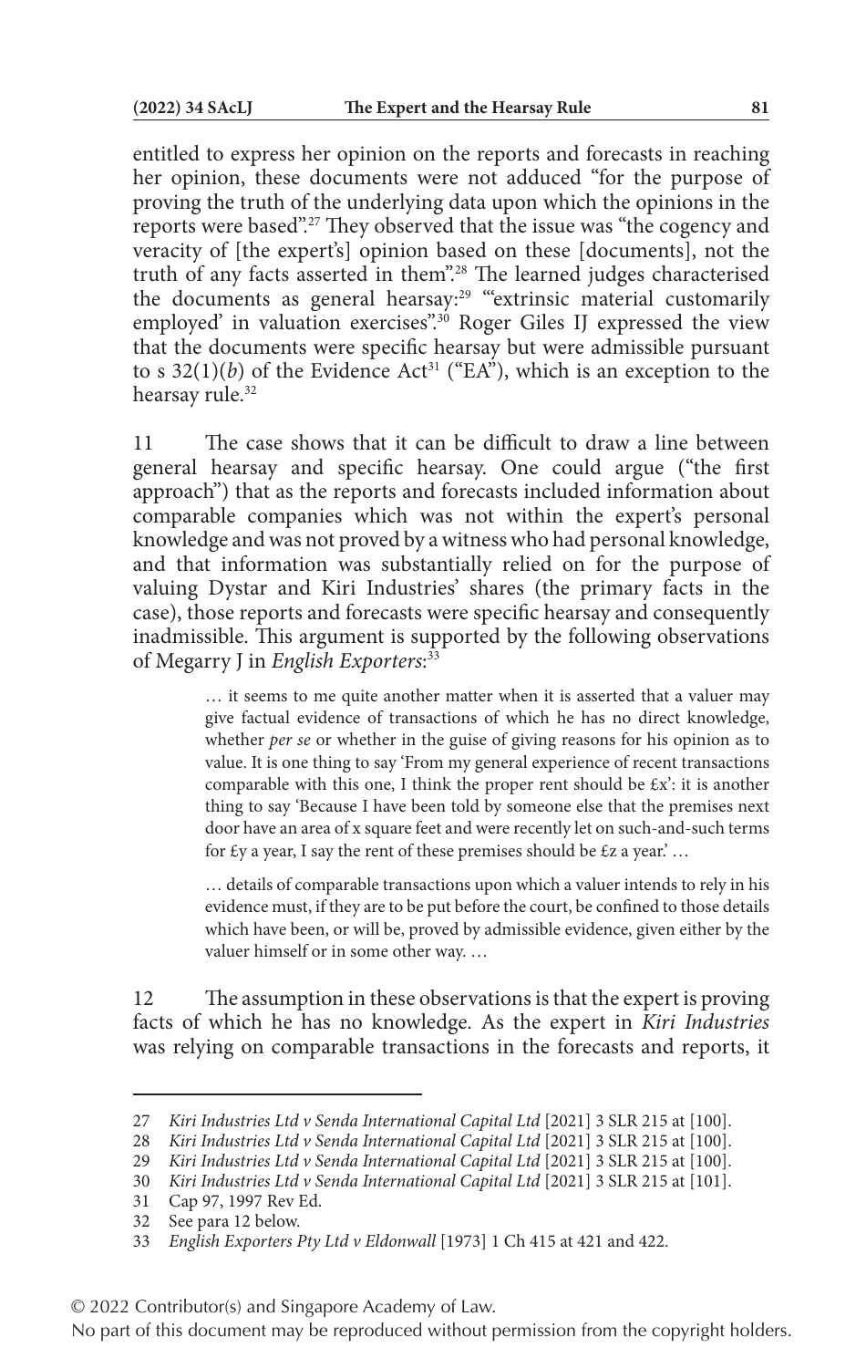entitled to express her opinion on the reports and forecasts in reaching her opinion, these documents were not adduced "for the purpose of proving the truth of the underlying data upon which the opinions in the reports were based".[27] They observed that the issue was "the cogency and veracity of [the expert's] opinion based on these [documents], not the truth of any facts asserted in them".[28] The learned judges characterised the documents as general hearsay:[29] "'extrinsic material customarily employed' in valuation exercises".[30] Roger Giles IJ expressed the view that the documents were specific hearsay but were admissible pursuant to s 32(1)(*b*) of the Evidence Act[31] ("EA"), which is an exception to the hearsay rule.[32]

11 The case shows that it can be difficult to draw a line between general hearsay and specific hearsay. One could argue ("the first approach") that as the reports and forecasts included information about comparable companies which was not within the expert's personal knowledge and was not proved by a witness who had personal knowledge, and that information was substantially relied on for the purpose of valuing Dystar and Kiri Industries' shares (the primary facts in the case), those reports and forecasts were specific hearsay and consequently inadmissible. This argument is supported by the following observations of Megarry J in *English Exporters*:[33]

> … it seems to me quite another matter when it is asserted that a valuer may give factual evidence of transactions of which he has no direct knowledge, whether *per se* or whether in the guise of giving reasons for his opinion as to value. It is one thing to say 'From my general experience of recent transactions comparable with this one, I think the proper rent should be £x': it is another thing to say 'Because I have been told by someone else that the premises next door have an area of x square feet and were recently let on such-and-such terms for £y a year, I say the rent of these premises should be £z a year.' …
>
> … details of comparable transactions upon which a valuer intends to rely in his evidence must, if they are to be put before the court, be confined to those details which have been, or will be, proved by admissible evidence, given either by the valuer himself or in some other way. …

12 The assumption in these observations is that the expert is proving facts of which he has no knowledge. As the expert in *Kiri Industries* was relying on comparable transactions in the forecasts and reports, it

---

27 *Kiri Industries Ltd v Senda International Capital Ltd* [2021] 3 SLR 215 at [100].

28 *Kiri Industries Ltd v Senda International Capital Ltd* [2021] 3 SLR 215 at [100].

29 *Kiri Industries Ltd v Senda International Capital Ltd* [2021] 3 SLR 215 at [100].

30 *Kiri Industries Ltd v Senda International Capital Ltd* [2021] 3 SLR 215 at [101].

31 Cap 97, 1997 Rev Ed.

32 See para 12 below.

33 *English Exporters Pty Ltd v Eldonwall* [1973] 1 Ch 415 at 421 and 422.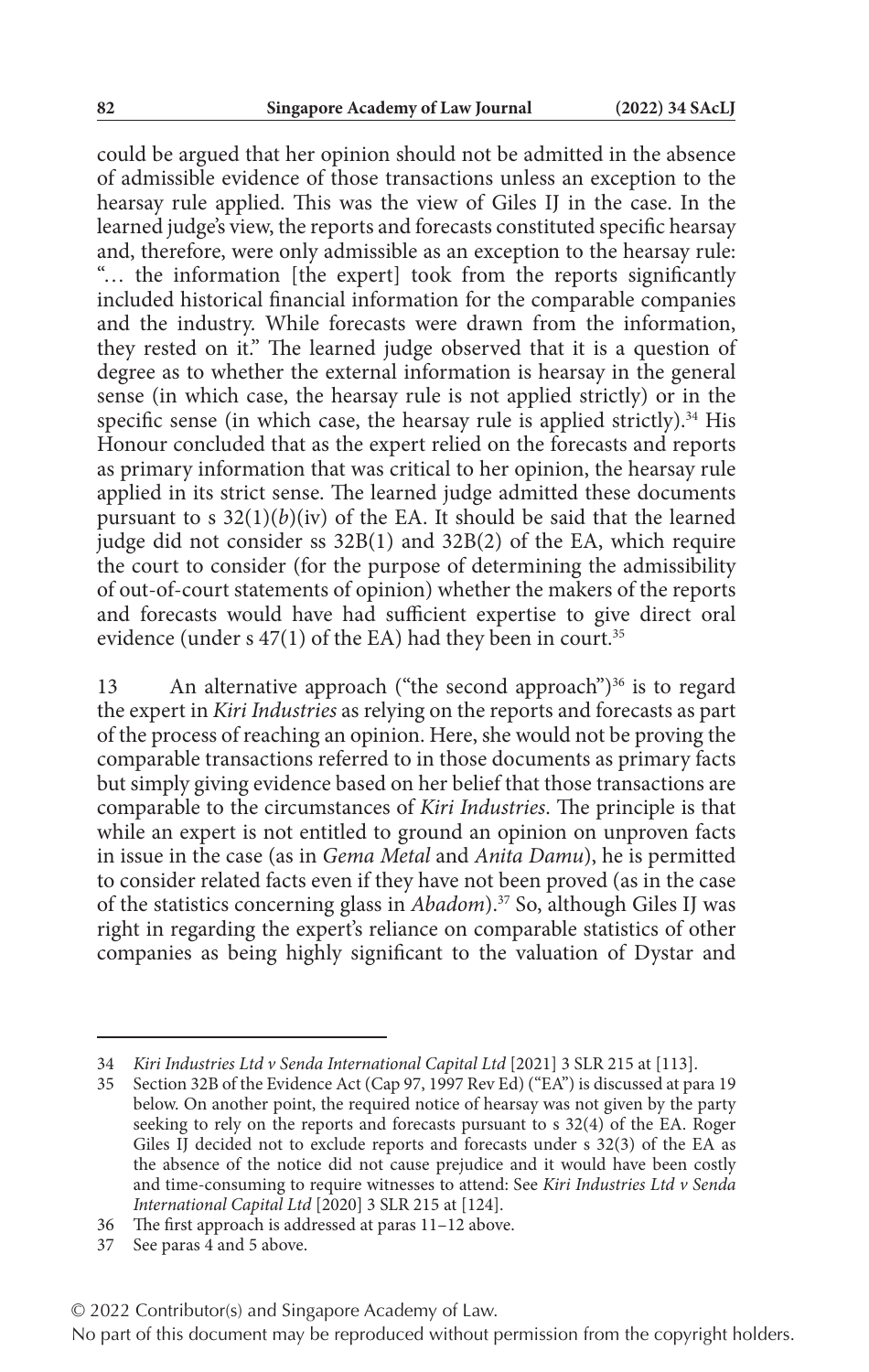could be argued that her opinion should not be admitted in the absence of admissible evidence of those transactions unless an exception to the hearsay rule applied. This was the view of Giles IJ in the case. In the learned judge's view, the reports and forecasts constituted specific hearsay and, therefore, were only admissible as an exception to the hearsay rule: "… the information [the expert] took from the reports significantly included historical financial information for the comparable companies and the industry. While forecasts were drawn from the information, they rested on it." The learned judge observed that it is a question of degree as to whether the external information is hearsay in the general sense (in which case, the hearsay rule is not applied strictly) or in the specific sense (in which case, the hearsay rule is applied strictly).[34] His Honour concluded that as the expert relied on the forecasts and reports as primary information that was critical to her opinion, the hearsay rule applied in its strict sense. The learned judge admitted these documents pursuant to s 32(1)(*b*)(iv) of the EA. It should be said that the learned judge did not consider ss 32B(1) and 32B(2) of the EA, which require the court to consider (for the purpose of determining the admissibility of out-of-court statements of opinion) whether the makers of the reports and forecasts would have had sufficient expertise to give direct oral evidence (under s 47(1) of the EA) had they been in court.[35]

13 An alternative approach ("the second approach")[36] is to regard the expert in *Kiri Industries* as relying on the reports and forecasts as part of the process of reaching an opinion. Here, she would not be proving the comparable transactions referred to in those documents as primary facts but simply giving evidence based on her belief that those transactions are comparable to the circumstances of *Kiri Industries*. The principle is that while an expert is not entitled to ground an opinion on unproven facts in issue in the case (as in *Gema Metal* and *Anita Damu*), he is permitted to consider related facts even if they have not been proved (as in the case of the statistics concerning glass in *Abadom*).[37] So, although Giles IJ was right in regarding the expert's reliance on comparable statistics of other companies as being highly significant to the valuation of Dystar and

---

34 *Kiri Industries Ltd v Senda International Capital Ltd* [2021] 3 SLR 215 at [113].

35 Section 32B of the Evidence Act (Cap 97, 1997 Rev Ed) ("EA") is discussed at para 19 below. On another point, the required notice of hearsay was not given by the party seeking to rely on the reports and forecasts pursuant to s 32(4) of the EA. Roger Giles IJ decided not to exclude reports and forecasts under s 32(3) of the EA as the absence of the notice did not cause prejudice and it would have been costly and time-consuming to require witnesses to attend: See *Kiri Industries Ltd v Senda International Capital Ltd* [2020] 3 SLR 215 at [124].

36 The first approach is addressed at paras 11–12 above.

37 See paras 4 and 5 above.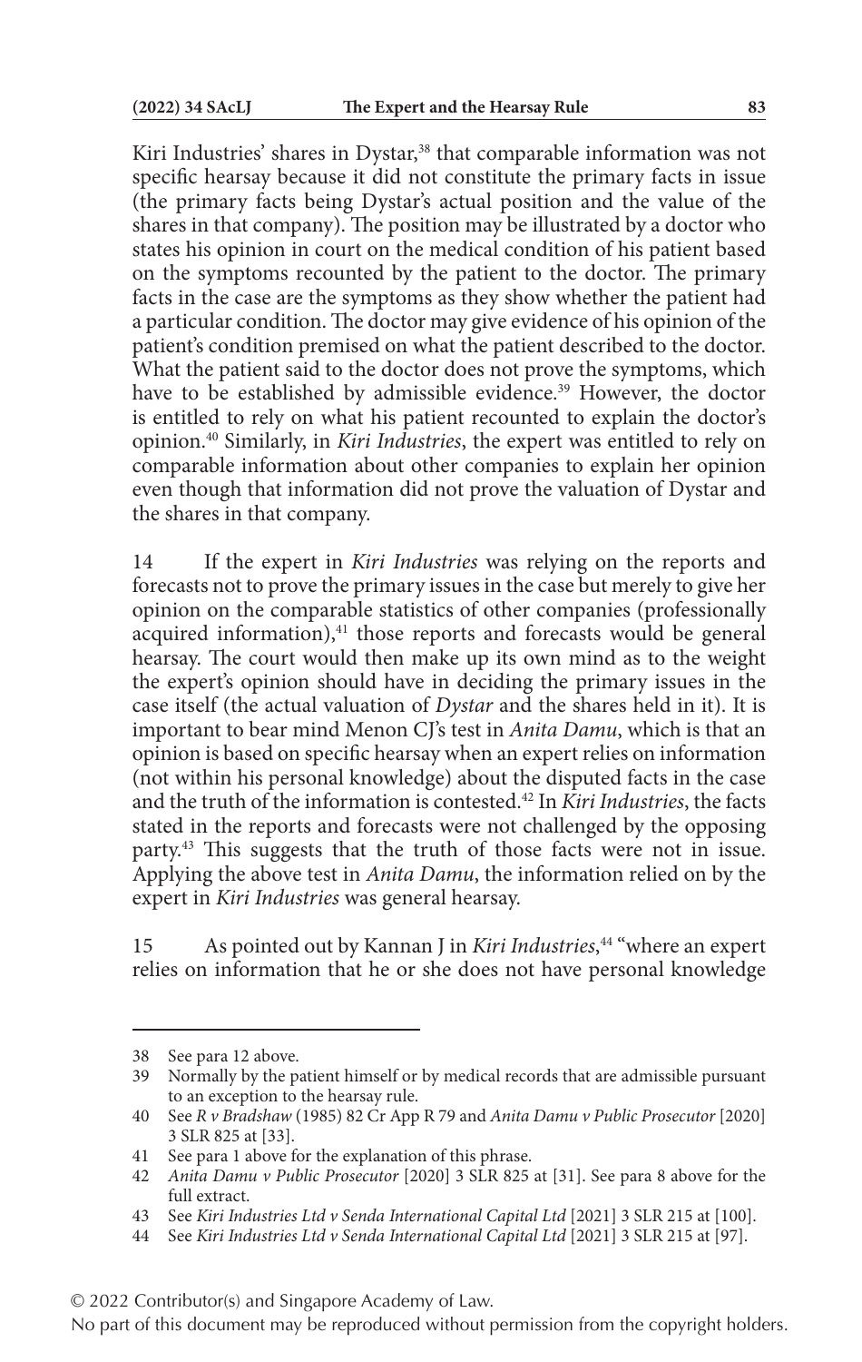Kiri Industries' shares in Dystar,[38] that comparable information was not specific hearsay because it did not constitute the primary facts in issue (the primary facts being Dystar's actual position and the value of the shares in that company). The position may be illustrated by a doctor who states his opinion in court on the medical condition of his patient based on the symptoms recounted by the patient to the doctor. The primary facts in the case are the symptoms as they show whether the patient had a particular condition. The doctor may give evidence of his opinion of the patient's condition premised on what the patient described to the doctor. What the patient said to the doctor does not prove the symptoms, which have to be established by admissible evidence.[39] However, the doctor is entitled to rely on what his patient recounted to explain the doctor's opinion.[40] Similarly, in *Kiri Industries*, the expert was entitled to rely on comparable information about other companies to explain her opinion even though that information did not prove the valuation of Dystar and the shares in that company.

14 If the expert in *Kiri Industries* was relying on the reports and forecasts not to prove the primary issues in the case but merely to give her opinion on the comparable statistics of other companies (professionally acquired information),[41] those reports and forecasts would be general hearsay. The court would then make up its own mind as to the weight the expert's opinion should have in deciding the primary issues in the case itself (the actual valuation of *Dystar* and the shares held in it). It is important to bear mind Menon CJ's test in *Anita Damu*, which is that an opinion is based on specific hearsay when an expert relies on information (not within his personal knowledge) about the disputed facts in the case and the truth of the information is contested.[42] In *Kiri Industries*, the facts stated in the reports and forecasts were not challenged by the opposing party.[43] This suggests that the truth of those facts were not in issue. Applying the above test in *Anita Damu*, the information relied on by the expert in *Kiri Industries* was general hearsay.

15 As pointed out by Kannan J in *Kiri Industries*,[44] "where an expert relies on information that he or she does not have personal knowledge

---

38 See para 12 above.

39 Normally by the patient himself or by medical records that are admissible pursuant to an exception to the hearsay rule.

40 See *R v Bradshaw* (1985) 82 Cr App R 79 and *Anita Damu v Public Prosecutor* [2020] 3 SLR 825 at [33].

41 See para 1 above for the explanation of this phrase.

42 *Anita Damu v Public Prosecutor* [2020] 3 SLR 825 at [31]. See para 8 above for the full extract.

43 See *Kiri Industries Ltd v Senda International Capital Ltd* [2021] 3 SLR 215 at [100].

44 See *Kiri Industries Ltd v Senda International Capital Ltd* [2021] 3 SLR 215 at [97].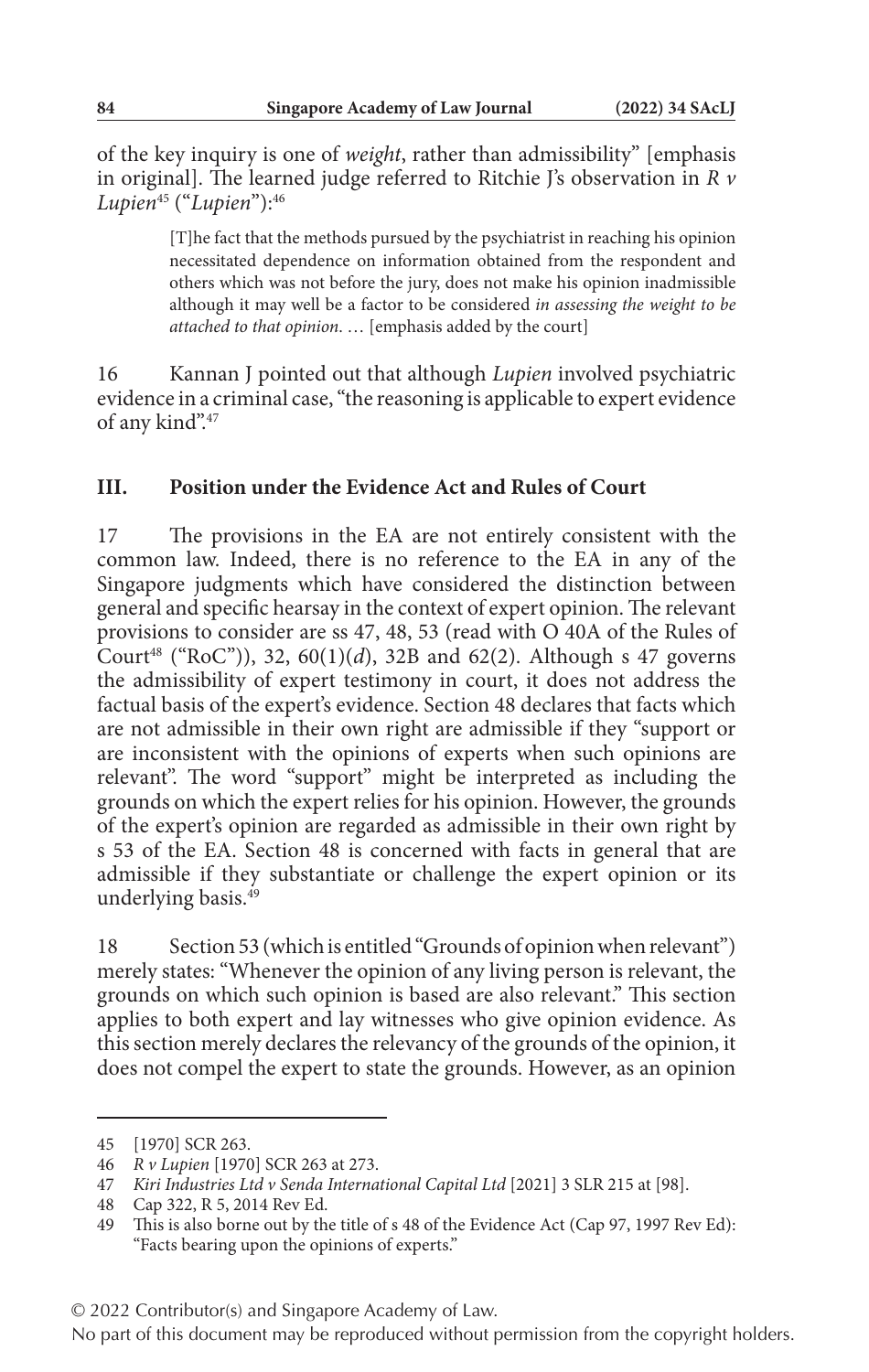of the key inquiry is one of *weight*, rather than admissibility" [emphasis in original]. The learned judge referred to Ritchie J's observation in *R v Lupien*[45] ("*Lupien*"):[46]

> [T]he fact that the methods pursued by the psychiatrist in reaching his opinion necessitated dependence on information obtained from the respondent and others which was not before the jury, does not make his opinion inadmissible although it may well be a factor to be considered *in assessing the weight to be attached to that opinion*. … [emphasis added by the court]

16 Kannan J pointed out that although *Lupien* involved psychiatric evidence in a criminal case, "the reasoning is applicable to expert evidence of any kind".[47]

## III. Position under the Evidence Act and Rules of Court

17 The provisions in the EA are not entirely consistent with the common law. Indeed, there is no reference to the EA in any of the Singapore judgments which have considered the distinction between general and specific hearsay in the context of expert opinion. The relevant provisions to consider are ss 47, 48, 53 (read with O 40A of the Rules of Court[48] ("RoC")), 32, 60(1)(*d*), 32B and 62(2). Although s 47 governs the admissibility of expert testimony in court, it does not address the factual basis of the expert's evidence. Section 48 declares that facts which are not admissible in their own right are admissible if they "support or are inconsistent with the opinions of experts when such opinions are relevant". The word "support" might be interpreted as including the grounds on which the expert relies for his opinion. However, the grounds of the expert's opinion are regarded as admissible in their own right by s 53 of the EA. Section 48 is concerned with facts in general that are admissible if they substantiate or challenge the expert opinion or its underlying basis.[49]

18 Section 53 (which is entitled "Grounds of opinion when relevant") merely states: "Whenever the opinion of any living person is relevant, the grounds on which such opinion is based are also relevant." This section applies to both expert and lay witnesses who give opinion evidence. As this section merely declares the relevancy of the grounds of the opinion, it does not compel the expert to state the grounds. However, as an opinion

---

45 [1970] SCR 263.

46 *R v Lupien* [1970] SCR 263 at 273.

47 *Kiri Industries Ltd v Senda International Capital Ltd* [2021] 3 SLR 215 at [98].

48 Cap 322, R 5, 2014 Rev Ed.

49 This is also borne out by the title of s 48 of the Evidence Act (Cap 97, 1997 Rev Ed): "Facts bearing upon the opinions of experts."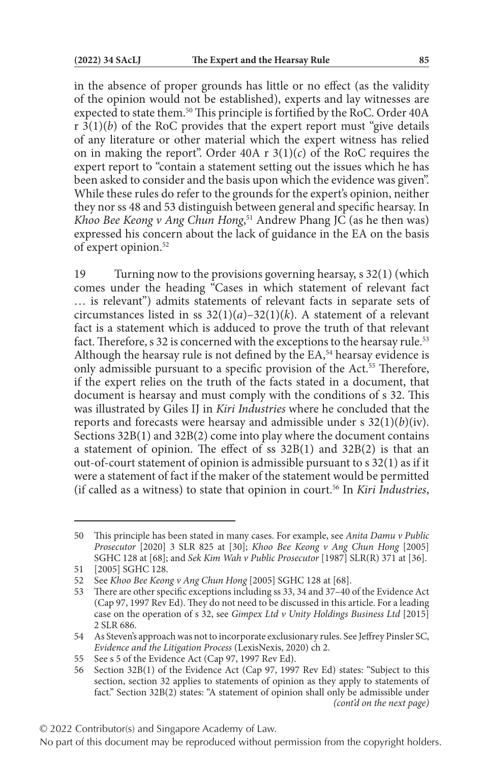in the absence of proper grounds has little or no effect (as the validity of the opinion would not be established), experts and lay witnesses are expected to state them.[50] This principle is fortified by the RoC. Order 40A r 3(1)(*b*) of the RoC provides that the expert report must "give details of any literature or other material which the expert witness has relied on in making the report". Order 40A r 3(1)(*c*) of the RoC requires the expert report to "contain a statement setting out the issues which he has been asked to consider and the basis upon which the evidence was given". While these rules do refer to the grounds for the expert's opinion, neither they nor ss 48 and 53 distinguish between general and specific hearsay. In *Khoo Bee Keong v Ang Chun Hong*,[51] Andrew Phang JC (as he then was) expressed his concern about the lack of guidance in the EA on the basis of expert opinion.[52]

19 Turning now to the provisions governing hearsay, s 32(1) (which comes under the heading "Cases in which statement of relevant fact … is relevant") admits statements of relevant facts in separate sets of circumstances listed in ss 32(1)(*a*)–32(1)(*k*). A statement of a relevant fact is a statement which is adduced to prove the truth of that relevant fact. Therefore, s 32 is concerned with the exceptions to the hearsay rule.[53] Although the hearsay rule is not defined by the EA,[54] hearsay evidence is only admissible pursuant to a specific provision of the Act.[55] Therefore, if the expert relies on the truth of the facts stated in a document, that document is hearsay and must comply with the conditions of s 32. This was illustrated by Giles IJ in *Kiri Industries* where he concluded that the reports and forecasts were hearsay and admissible under s 32(1)(*b*)(iv). Sections 32B(1) and 32B(2) come into play where the document contains a statement of opinion. The effect of ss 32B(1) and 32B(2) is that an out-of-court statement of opinion is admissible pursuant to s 32(1) as if it were a statement of fact if the maker of the statement would be permitted (if called as a witness) to state that opinion in court.[56] In *Kiri Industries*,

---

50 This principle has been stated in many cases. For example, see *Anita Damu v Public Prosecutor* [2020] 3 SLR 825 at [30]; *Khoo Bee Keong v Ang Chun Hong* [2005] SGHC 128 at [68]; and *Sek Kim Wah v Public Prosecutor* [1987] SLR(R) 371 at [36].

51 [2005] SGHC 128.

52 See *Khoo Bee Keong v Ang Chun Hong* [2005] SGHC 128 at [68].

53 There are other specific exceptions including ss 33, 34 and 37–40 of the Evidence Act (Cap 97, 1997 Rev Ed). They do not need to be discussed in this article. For a leading case on the operation of s 32, see *Gimpex Ltd v Unity Holdings Business Ltd* [2015] 2 SLR 686.

54 As Steven's approach was not to incorporate exclusionary rules. See Jeffrey Pinsler SC, *Evidence and the Litigation Process* (LexisNexis, 2020) ch 2.

55 See s 5 of the Evidence Act (Cap 97, 1997 Rev Ed).

56 Section 32B(1) of the Evidence Act (Cap 97, 1997 Rev Ed) states: "Subject to this section, section 32 applies to statements of opinion as they apply to statements of fact." Section 32B(2) states: "A statement of opinion shall only be admissible under *(cont'd on the next page)*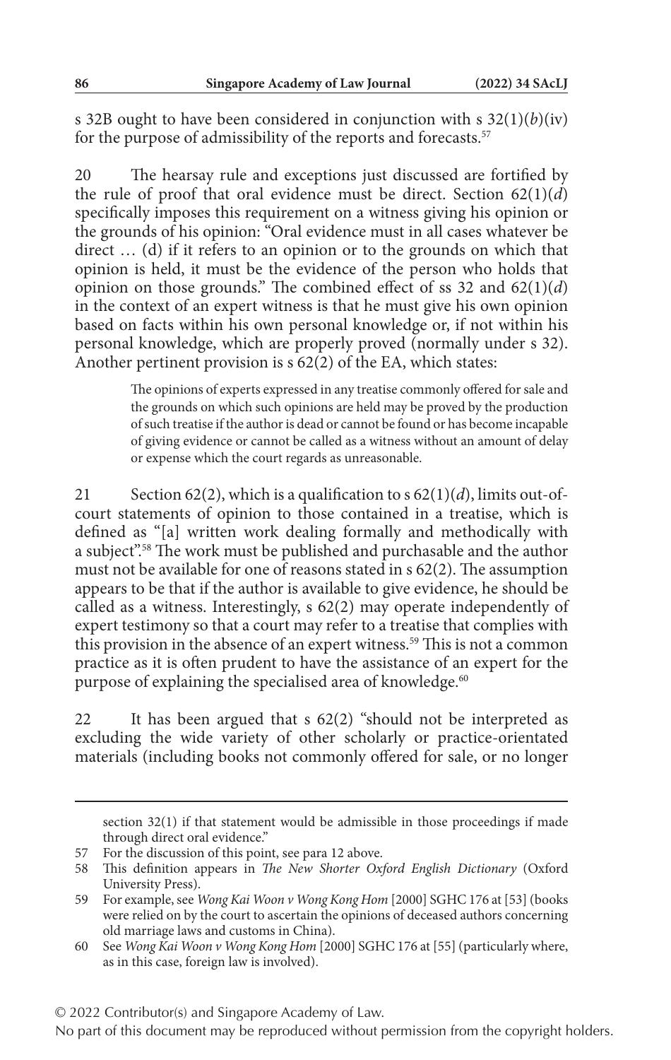s 32B ought to have been considered in conjunction with s 32(1)(*b*)(iv) for the purpose of admissibility of the reports and forecasts.[57]

20 The hearsay rule and exceptions just discussed are fortified by the rule of proof that oral evidence must be direct. Section 62(1)(*d*) specifically imposes this requirement on a witness giving his opinion or the grounds of his opinion: "Oral evidence must in all cases whatever be direct … (d) if it refers to an opinion or to the grounds on which that opinion is held, it must be the evidence of the person who holds that opinion on those grounds." The combined effect of ss 32 and 62(1)(*d*) in the context of an expert witness is that he must give his own opinion based on facts within his own personal knowledge or, if not within his personal knowledge, which are properly proved (normally under s 32). Another pertinent provision is s 62(2) of the EA, which states:

> The opinions of experts expressed in any treatise commonly offered for sale and the grounds on which such opinions are held may be proved by the production of such treatise if the author is dead or cannot be found or has become incapable of giving evidence or cannot be called as a witness without an amount of delay or expense which the court regards as unreasonable.

21 Section 62(2), which is a qualification to s 62(1)(*d*), limits out-of-court statements of opinion to those contained in a treatise, which is defined as "[a] written work dealing formally and methodically with a subject".[58] The work must be published and purchasable and the author must not be available for one of reasons stated in s 62(2). The assumption appears to be that if the author is available to give evidence, he should be called as a witness. Interestingly, s 62(2) may operate independently of expert testimony so that a court may refer to a treatise that complies with this provision in the absence of an expert witness.[59] This is not a common practice as it is often prudent to have the assistance of an expert for the purpose of explaining the specialised area of knowledge.[60]

22 It has been argued that s 62(2) "should not be interpreted as excluding the wide variety of other scholarly or practice-orientated materials (including books not commonly offered for sale, or no longer

---

section 32(1) if that statement would be admissible in those proceedings if made through direct oral evidence."

57 For the discussion of this point, see para 12 above.

58 This definition appears in *The New Shorter Oxford English Dictionary* (Oxford University Press).

59 For example, see *Wong Kai Woon v Wong Kong Hom* [2000] SGHC 176 at [53] (books were relied on by the court to ascertain the opinions of deceased authors concerning old marriage laws and customs in China).

60 See *Wong Kai Woon v Wong Kong Hom* [2000] SGHC 176 at [55] (particularly where, as in this case, foreign law is involved).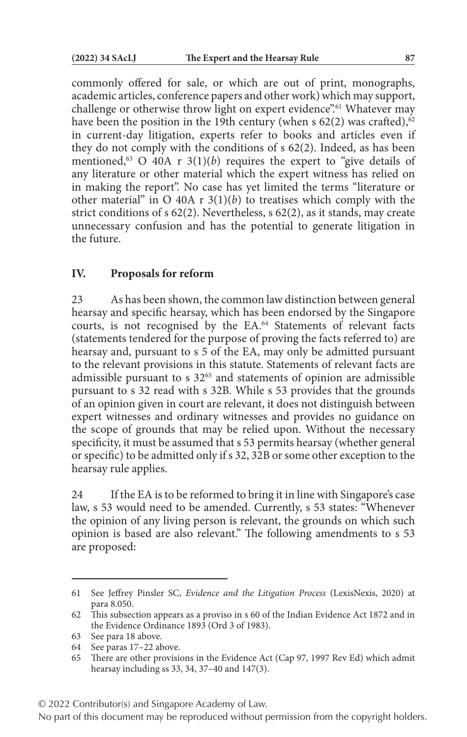commonly offered for sale, or which are out of print, monographs, academic articles, conference papers and other work) which may support, challenge or otherwise throw light on expert evidence".[61] Whatever may have been the position in the 19th century (when s 62(2) was crafted),[62] in current-day litigation, experts refer to books and articles even if they do not comply with the conditions of s 62(2). Indeed, as has been mentioned,[63] O 40A r 3(1)(*b*) requires the expert to "give details of any literature or other material which the expert witness has relied on in making the report". No case has yet limited the terms "literature or other material" in O 40A r 3(1)(*b*) to treatises which comply with the strict conditions of s 62(2). Nevertheless, s 62(2), as it stands, may create unnecessary confusion and has the potential to generate litigation in the future.

## IV. Proposals for reform

23 As has been shown, the common law distinction between general hearsay and specific hearsay, which has been endorsed by the Singapore courts, is not recognised by the EA.[64] Statements of relevant facts (statements tendered for the purpose of proving the facts referred to) are hearsay and, pursuant to s 5 of the EA, may only be admitted pursuant to the relevant provisions in this statute. Statements of relevant facts are admissible pursuant to s 32[65] and statements of opinion are admissible pursuant to s 32 read with s 32B. While s 53 provides that the grounds of an opinion given in court are relevant, it does not distinguish between expert witnesses and ordinary witnesses and provides no guidance on the scope of grounds that may be relied upon. Without the necessary specificity, it must be assumed that s 53 permits hearsay (whether general or specific) to be admitted only if s 32, 32B or some other exception to the hearsay rule applies.

24 If the EA is to be reformed to bring it in line with Singapore's case law, s 53 would need to be amended. Currently, s 53 states: "Whenever the opinion of any living person is relevant, the grounds on which such opinion is based are also relevant." The following amendments to s 53 are proposed:

---

61 See Jeffrey Pinsler SC, *Evidence and the Litigation Process* (LexisNexis, 2020) at para 8.050.

62 This subsection appears as a proviso in s 60 of the Indian Evidence Act 1872 and in the Evidence Ordinance 1893 (Ord 3 of 1983).

63 See para 18 above.

64 See paras 17–22 above.

65 There are other provisions in the Evidence Act (Cap 97, 1997 Rev Ed) which admit hearsay including ss 33, 34, 37–40 and 147(3).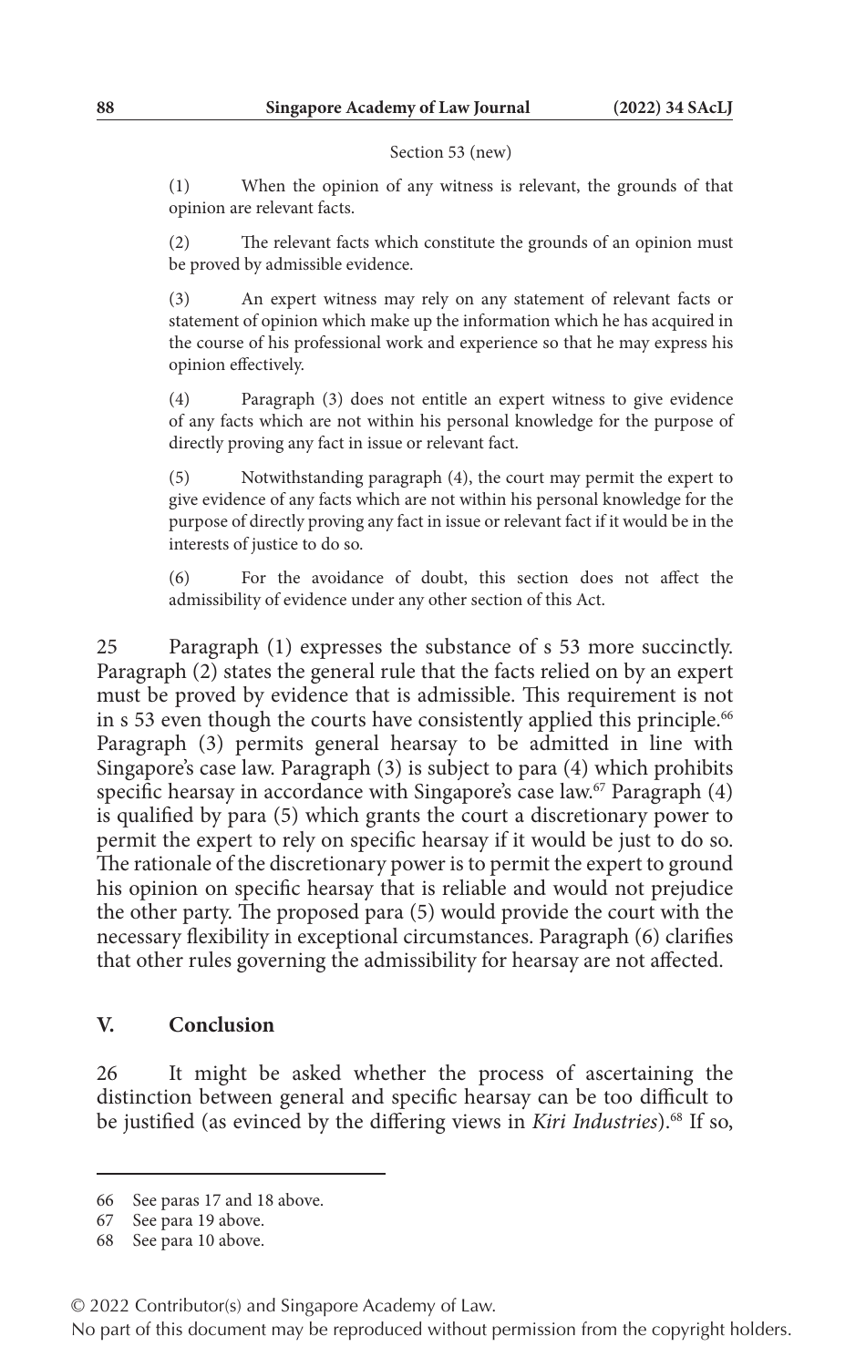Section 53 (new)

(1) When the opinion of any witness is relevant, the grounds of that opinion are relevant facts.

(2) The relevant facts which constitute the grounds of an opinion must be proved by admissible evidence.

(3) An expert witness may rely on any statement of relevant facts or statement of opinion which make up the information which he has acquired in the course of his professional work and experience so that he may express his opinion effectively.

(4) Paragraph (3) does not entitle an expert witness to give evidence of any facts which are not within his personal knowledge for the purpose of directly proving any fact in issue or relevant fact.

(5) Notwithstanding paragraph (4), the court may permit the expert to give evidence of any facts which are not within his personal knowledge for the purpose of directly proving any fact in issue or relevant fact if it would be in the interests of justice to do so.

(6) For the avoidance of doubt, this section does not affect the admissibility of evidence under any other section of this Act.

25 Paragraph (1) expresses the substance of s 53 more succinctly. Paragraph (2) states the general rule that the facts relied on by an expert must be proved by evidence that is admissible. This requirement is not in s 53 even though the courts have consistently applied this principle.[66] Paragraph (3) permits general hearsay to be admitted in line with Singapore's case law. Paragraph (3) is subject to para (4) which prohibits specific hearsay in accordance with Singapore's case law.[67] Paragraph (4) is qualified by para (5) which grants the court a discretionary power to permit the expert to rely on specific hearsay if it would be just to do so. The rationale of the discretionary power is to permit the expert to ground his opinion on specific hearsay that is reliable and would not prejudice the other party. The proposed para (5) would provide the court with the necessary flexibility in exceptional circumstances. Paragraph (6) clarifies that other rules governing the admissibility for hearsay are not affected.

## V. Conclusion

26 It might be asked whether the process of ascertaining the distinction between general and specific hearsay can be too difficult to be justified (as evinced by the differing views in *Kiri Industries*).[68] If so,

---

66 See paras 17 and 18 above.

67 See para 19 above.

68 See para 10 above.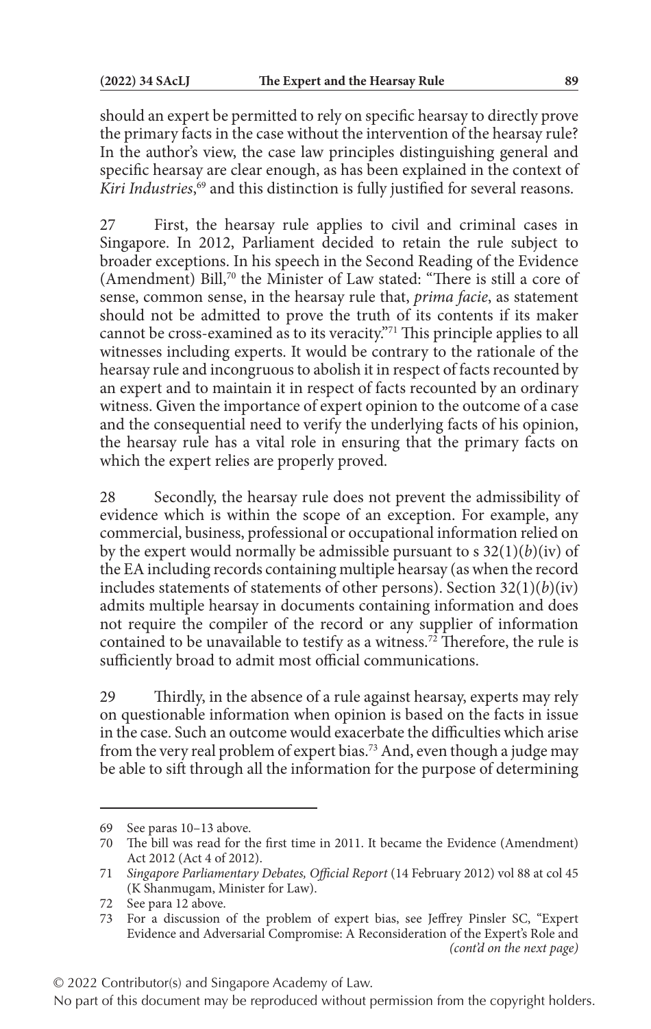should an expert be permitted to rely on specific hearsay to directly prove the primary facts in the case without the intervention of the hearsay rule? In the author's view, the case law principles distinguishing general and specific hearsay are clear enough, as has been explained in the context of *Kiri Industries*,[69] and this distinction is fully justified for several reasons.

27 First, the hearsay rule applies to civil and criminal cases in Singapore. In 2012, Parliament decided to retain the rule subject to broader exceptions. In his speech in the Second Reading of the Evidence (Amendment) Bill,[70] the Minister of Law stated: "There is still a core of sense, common sense, in the hearsay rule that, *prima facie*, as statement should not be admitted to prove the truth of its contents if its maker cannot be cross-examined as to its veracity."[71] This principle applies to all witnesses including experts. It would be contrary to the rationale of the hearsay rule and incongruous to abolish it in respect of facts recounted by an expert and to maintain it in respect of facts recounted by an ordinary witness. Given the importance of expert opinion to the outcome of a case and the consequential need to verify the underlying facts of his opinion, the hearsay rule has a vital role in ensuring that the primary facts on which the expert relies are properly proved.

28 Secondly, the hearsay rule does not prevent the admissibility of evidence which is within the scope of an exception. For example, any commercial, business, professional or occupational information relied on by the expert would normally be admissible pursuant to s 32(1)(*b*)(iv) of the EA including records containing multiple hearsay (as when the record includes statements of statements of other persons). Section 32(1)(*b*)(iv) admits multiple hearsay in documents containing information and does not require the compiler of the record or any supplier of information contained to be unavailable to testify as a witness.[72] Therefore, the rule is sufficiently broad to admit most official communications.

29 Thirdly, in the absence of a rule against hearsay, experts may rely on questionable information when opinion is based on the facts in issue in the case. Such an outcome would exacerbate the difficulties which arise from the very real problem of expert bias.[73] And, even though a judge may be able to sift through all the information for the purpose of determining

---

69 See paras 10–13 above.

70 The bill was read for the first time in 2011. It became the Evidence (Amendment) Act 2012 (Act 4 of 2012).

71 *Singapore Parliamentary Debates, Official Report* (14 February 2012) vol 88 at col 45 (K Shanmugam, Minister for Law).

72 See para 12 above.

73 For a discussion of the problem of expert bias, see Jeffrey Pinsler SC, "Expert Evidence and Adversarial Compromise: A Reconsideration of the Expert's Role and *(cont'd on the next page)*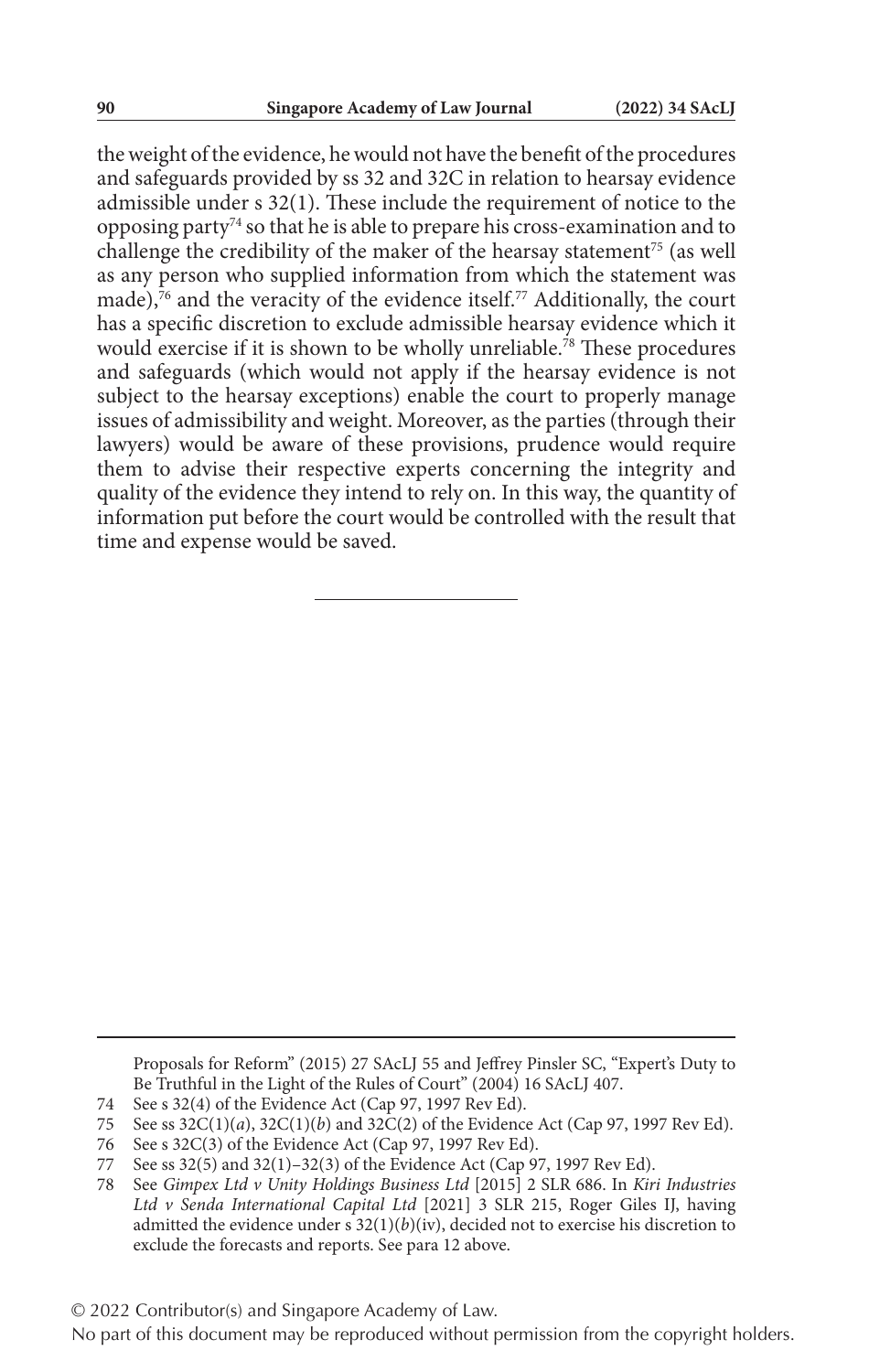the weight of the evidence, he would not have the benefit of the procedures and safeguards provided by ss 32 and 32C in relation to hearsay evidence admissible under s 32(1). These include the requirement of notice to the opposing party[74] so that he is able to prepare his cross-examination and to challenge the credibility of the maker of the hearsay statement[75] (as well as any person who supplied information from which the statement was made),[76] and the veracity of the evidence itself.[77] Additionally, the court has a specific discretion to exclude admissible hearsay evidence which it would exercise if it is shown to be wholly unreliable.[78] These procedures and safeguards (which would not apply if the hearsay evidence is not subject to the hearsay exceptions) enable the court to properly manage issues of admissibility and weight. Moreover, as the parties (through their lawyers) would be aware of these provisions, prudence would require them to advise their respective experts concerning the integrity and quality of the evidence they intend to rely on. In this way, the quantity of information put before the court would be controlled with the result that time and expense would be saved.

---

Proposals for Reform" (2015) 27 SAcLJ 55 and Jeffrey Pinsler SC, "Expert's Duty to Be Truthful in the Light of the Rules of Court" (2004) 16 SAcLJ 407.

74 See s 32(4) of the Evidence Act (Cap 97, 1997 Rev Ed).

75 See ss 32C(1)(*a*), 32C(1)(*b*) and 32C(2) of the Evidence Act (Cap 97, 1997 Rev Ed).

76 See s 32C(3) of the Evidence Act (Cap 97, 1997 Rev Ed).

77 See ss 32(5) and 32(1)–32(3) of the Evidence Act (Cap 97, 1997 Rev Ed).

78 See *Gimpex Ltd v Unity Holdings Business Ltd* [2015] 2 SLR 686. In *Kiri Industries Ltd v Senda International Capital Ltd* [2021] 3 SLR 215, Roger Giles IJ, having admitted the evidence under s 32(1)(*b*)(iv), decided not to exercise his discretion to exclude the forecasts and reports. See para 12 above.

© 2022 Contributor(s) and Singapore Academy of Law.

No part of this document may be reproduced without permission from the copyright holders.